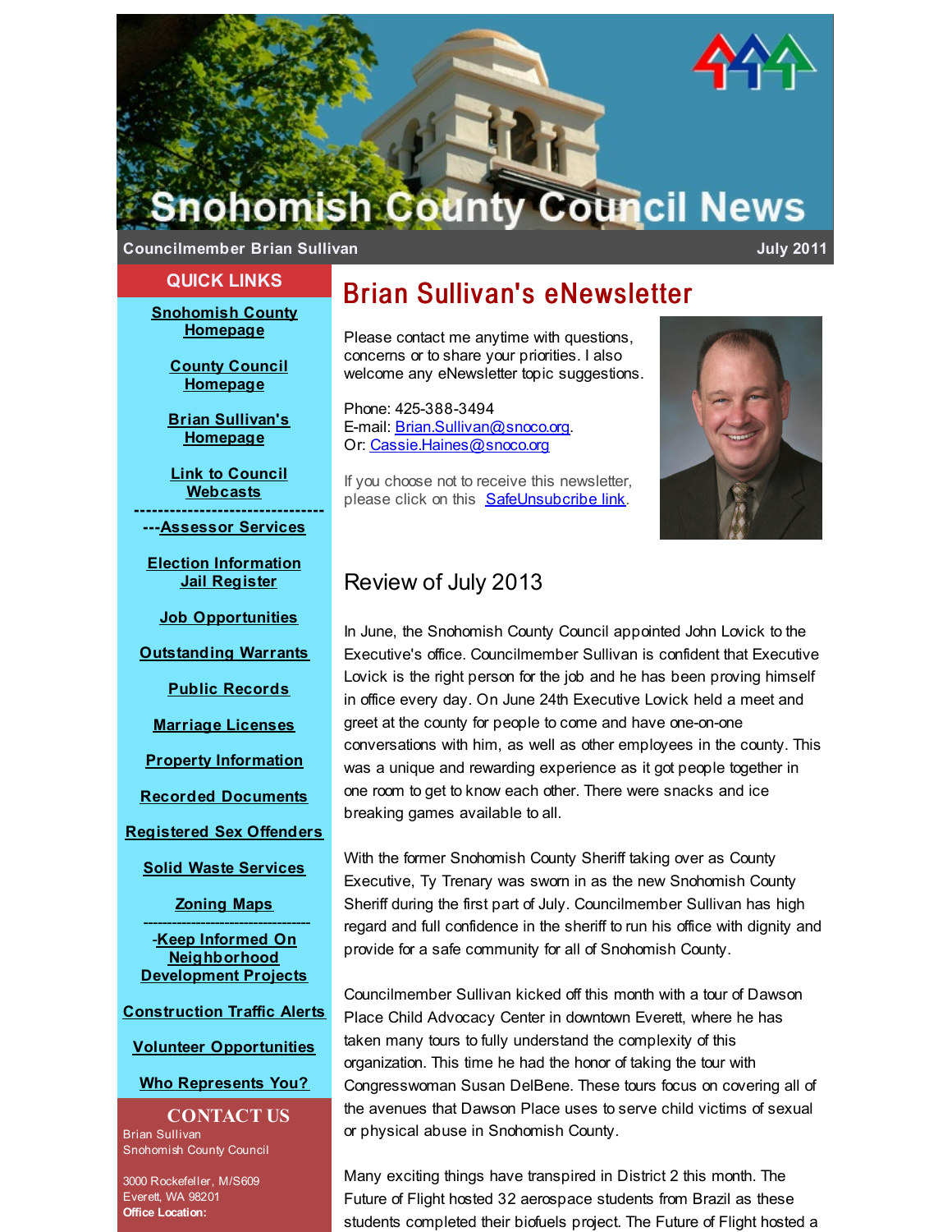# Snohomish County Council News

**Councilmember Brian Sullivan** July 2011

## QUICK LINKS

[Snohomish County Homepage]

[County Council Homepage]

[Brian Sullivan's Homepage]

[Link to Council Webcasts]

---

---Assessor Services

Election Information

Jail Register

Job Opportunities

Outstanding Warrants

Public Records

Marriage Licenses

Property Information

Recorded Documents

Registered Sex Offenders

Solid Waste Services

Zoning Maps

---

-Keep Informed On Neighborhood Development Projects

Construction Traffic Alerts

Volunteer Opportunities

Who Represents You?

## CONTACT US

Brian Sullivan
Snohomish County Council

3000 Rockefeller, M/S609
Everett, WA 98201
**Office Location:**

# Brian Sullivan's eNewsletter

Please contact me anytime with questions, concerns or to share your priorities. I also welcome any eNewsletter topic suggestions.

Phone: 425-388-3494
E-mail: Brian.Sullivan@snoco.org.
Or: Cassie.Haines@snoco.org

If you choose not to receive this newsletter, please click on this SafeUnsubcribe link.

## Review of July 2013

In June, the Snohomish County Council appointed John Lovick to the Executive's office. Councilmember Sullivan is confident that Executive Lovick is the right person for the job and he has been proving himself in office every day. On June 24th Executive Lovick held a meet and greet at the county for people to come and have one-on-one conversations with him, as well as other employees in the county. This was a unique and rewarding experience as it got people together in one room to get to know each other. There were snacks and ice breaking games available to all.

With the former Snohomish County Sheriff taking over as County Executive, Ty Trenary was sworn in as the new Snohomish County Sheriff during the first part of July. Councilmember Sullivan has high regard and full confidence in the sheriff to run his office with dignity and provide for a safe community for all of Snohomish County.

Councilmember Sullivan kicked off this month with a tour of Dawson Place Child Advocacy Center in downtown Everett, where he has taken many tours to fully understand the complexity of this organization. This time he had the honor of taking the tour with Congresswoman Susan DelBene. These tours focus on covering all of the avenues that Dawson Place uses to serve child victims of sexual or physical abuse in Snohomish County.

Many exciting things have transpired in District 2 this month. The Future of Flight hosted 32 aerospace students from Brazil as these students completed their biofuels project. The Future of Flight hosted a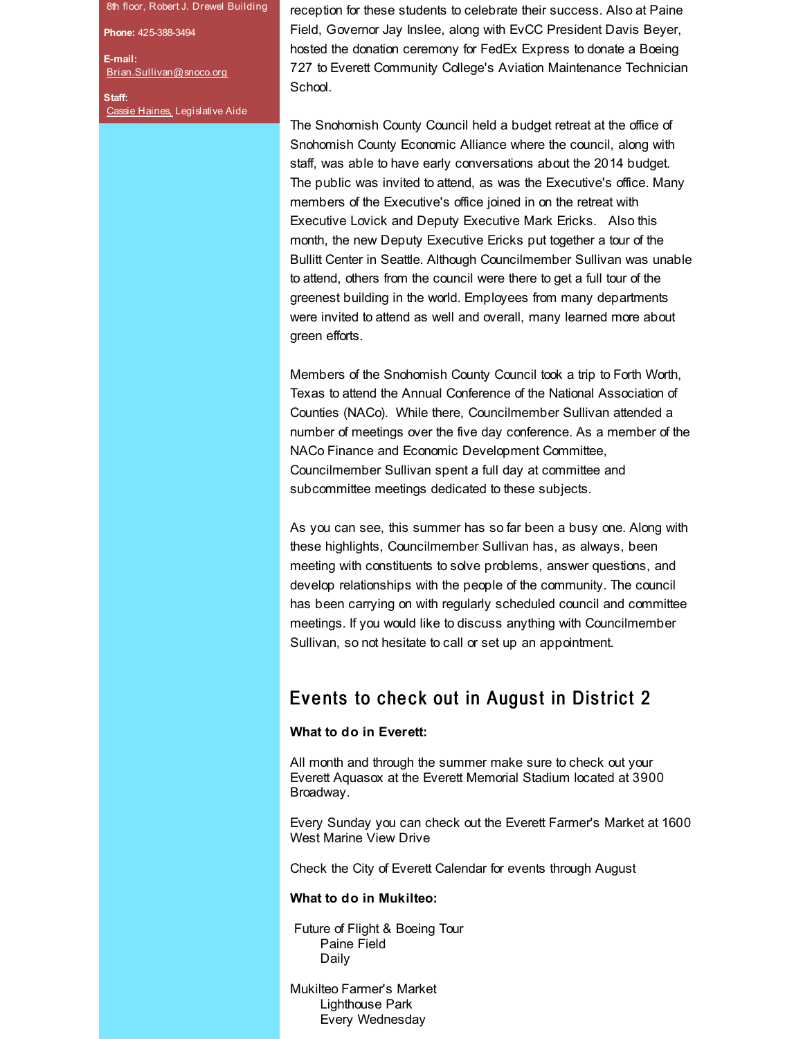8th floor, Robert J. Drewel Building

**Phone:** 425-388-3494

**E-mail:**
Brian.Sullivan@snoco.org

**Staff:**
Cassie Haines, Legislative Aide

reception for these students to celebrate their success. Also at Paine Field, Governor Jay Inslee, along with EvCC President Davis Beyer, hosted the donation ceremony for FedEx Express to donate a Boeing 727 to Everett Community College's Aviation Maintenance Technician School.

The Snohomish County Council held a budget retreat at the office of Snohomish County Economic Alliance where the council, along with staff, was able to have early conversations about the 2014 budget. The public was invited to attend, as was the Executive's office. Many members of the Executive's office joined in on the retreat with Executive Lovick and Deputy Executive Mark Ericks. Also this month, the new Deputy Executive Ericks put together a tour of the Bullitt Center in Seattle. Although Councilmember Sullivan was unable to attend, others from the council were there to get a full tour of the greenest building in the world. Employees from many departments were invited to attend as well and overall, many learned more about green efforts.

Members of the Snohomish County Council took a trip to Forth Worth, Texas to attend the Annual Conference of the National Association of Counties (NACo). While there, Councilmember Sullivan attended a number of meetings over the five day conference. As a member of the NACo Finance and Economic Development Committee, Councilmember Sullivan spent a full day at committee and subcommittee meetings dedicated to these subjects.

As you can see, this summer has so far been a busy one. Along with these highlights, Councilmember Sullivan has, as always, been meeting with constituents to solve problems, answer questions, and develop relationships with the people of the community. The council has been carrying on with regularly scheduled council and committee meetings. If you would like to discuss anything with Councilmember Sullivan, so not hesitate to call or set up an appointment.

## Events to check out in August in District 2

**What to do in Everett:**

All month and through the summer make sure to check out your Everett Aquasox at the Everett Memorial Stadium located at 3900 Broadway.

Every Sunday you can check out the Everett Farmer's Market at 1600 West Marine View Drive

Check the City of Everett Calendar for events through August

**What to do in Mukilteo:**

Future of Flight & Boeing Tour
Paine Field
Daily

Mukilteo Farmer's Market
Lighthouse Park
Every Wednesday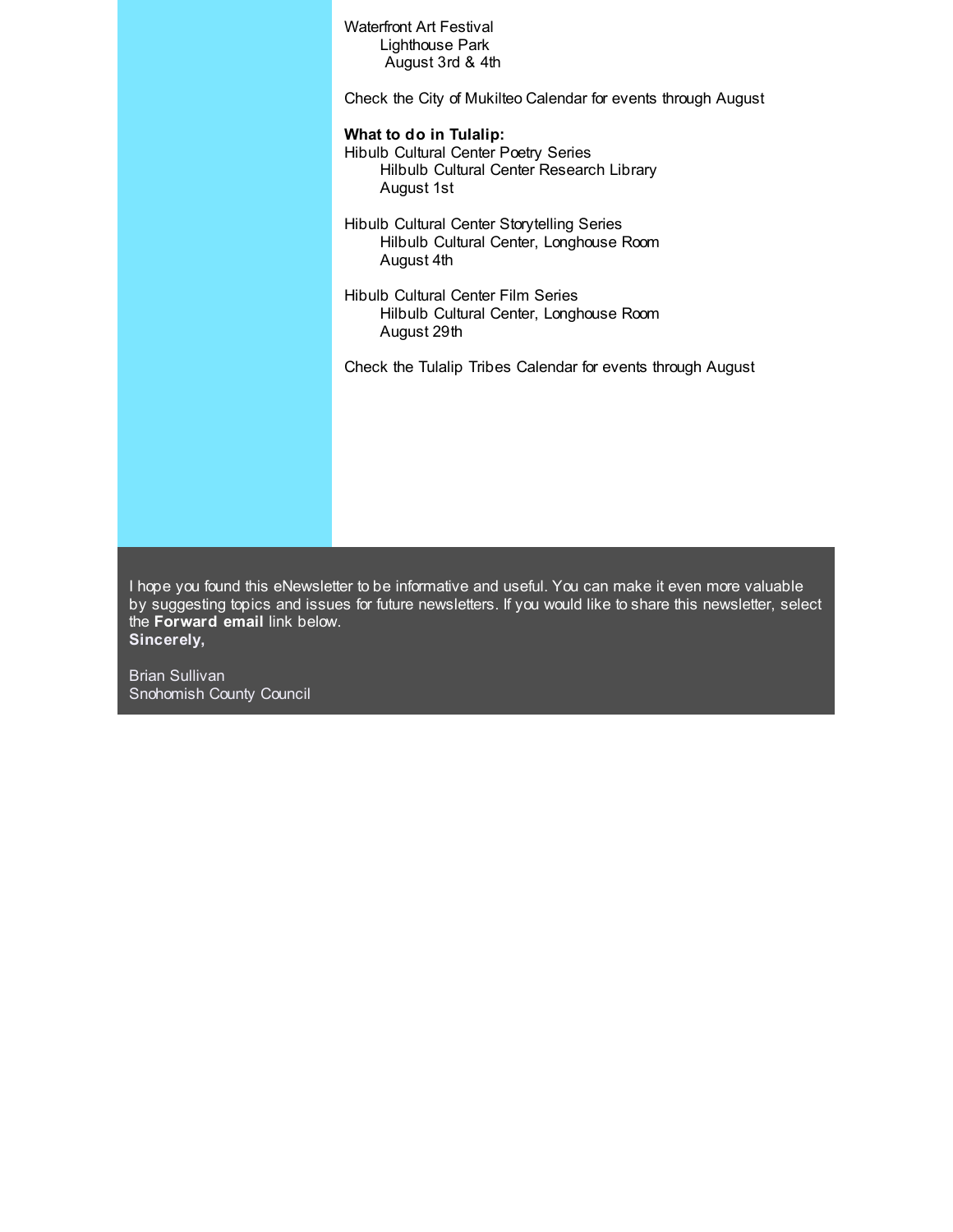Waterfront Art Festival
Lighthouse Park
August 3rd & 4th

Check the City of Mukilteo Calendar for events through August

**What to do in Tulalip:**

Hibulb Cultural Center Poetry Series
Hilbulb Cultural Center Research Library
August 1st

Hibulb Cultural Center Storytelling Series
Hilbulb Cultural Center, Longhouse Room
August 4th

Hibulb Cultural Center Film Series
Hilbulb Cultural Center, Longhouse Room
August 29th

Check the Tulalip Tribes Calendar for events through August

I hope you found this eNewsletter to be informative and useful. You can make it even more valuable by suggesting topics and issues for future newsletters. If you would like to share this newsletter, select the **Forward email** link below.

**Sincerely,**

Brian Sullivan
Snohomish County Council